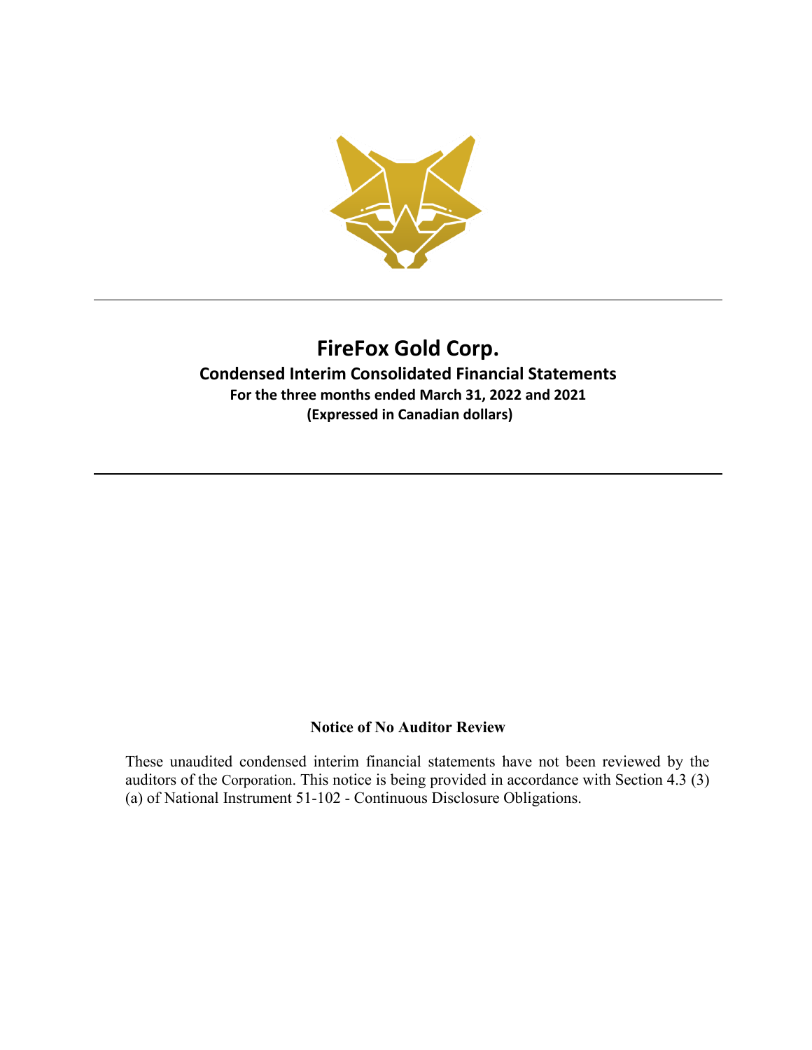# FireFox Gold Corp.

## Condensed Interim Consolidated Financial Statements

### For the three months ended March 31, 2022 and 2021

### (Expressed in Canadian dollars)

---

**Notice of No Auditor Review**

These unaudited condensed interim financial statements have not been reviewed by the auditors of the Corporation. This notice is being provided in accordance with Section 4.3 (3) (a) of National Instrument 51-102 - Continuous Disclosure Obligations.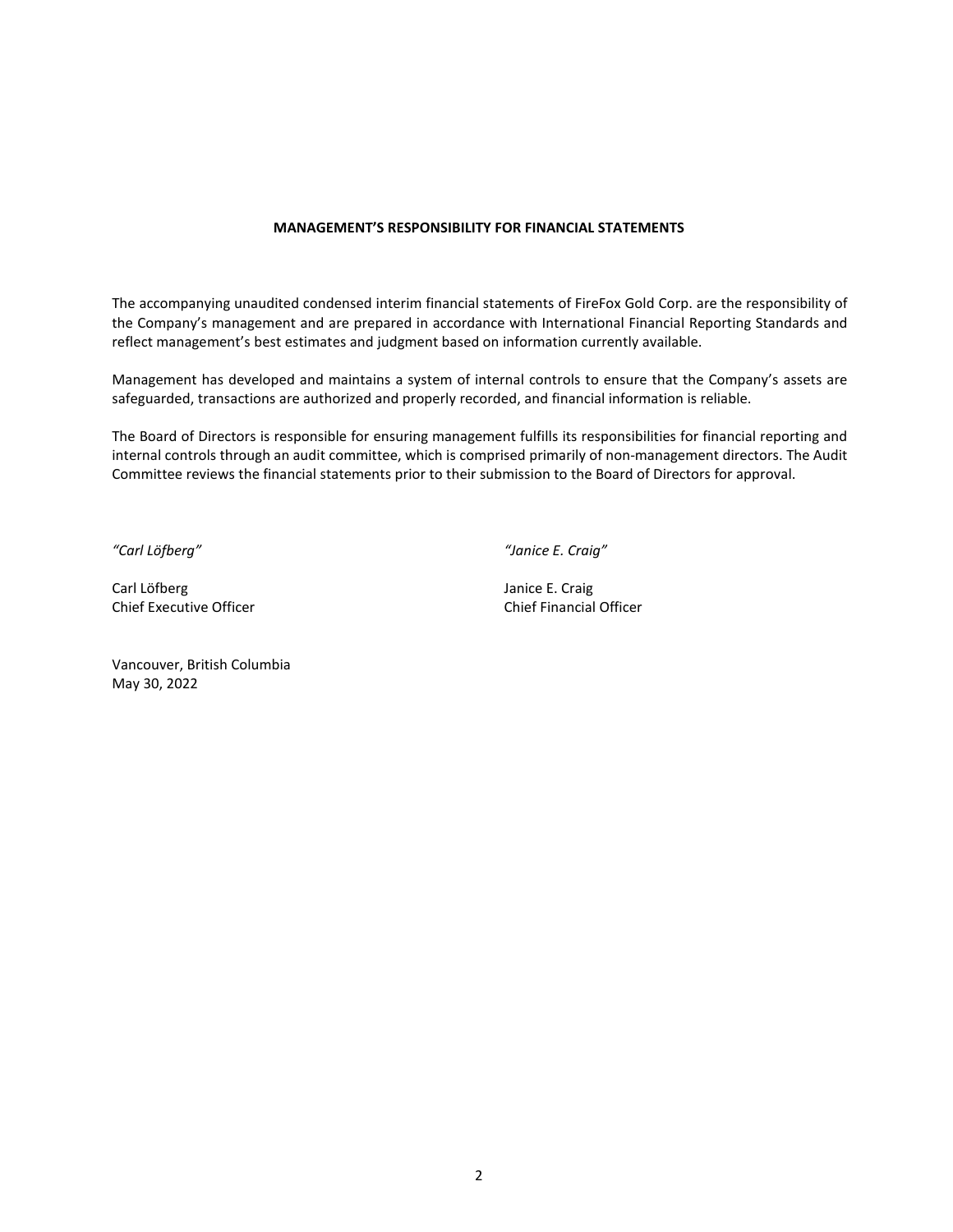## MANAGEMENT'S RESPONSIBILITY FOR FINANCIAL STATEMENTS

The accompanying unaudited condensed interim financial statements of FireFox Gold Corp. are the responsibility of the Company's management and are prepared in accordance with International Financial Reporting Standards and reflect management's best estimates and judgment based on information currently available.

Management has developed and maintains a system of internal controls to ensure that the Company's assets are safeguarded, transactions are authorized and properly recorded, and financial information is reliable.

The Board of Directors is responsible for ensuring management fulfills its responsibilities for financial reporting and internal controls through an audit committee, which is comprised primarily of non-management directors. The Audit Committee reviews the financial statements prior to their submission to the Board of Directors for approval.

*"Carl Löfberg"*

Carl Löfberg
Chief Executive Officer

*"Janice E. Craig"*

Janice E. Craig
Chief Financial Officer

Vancouver, British Columbia
May 30, 2022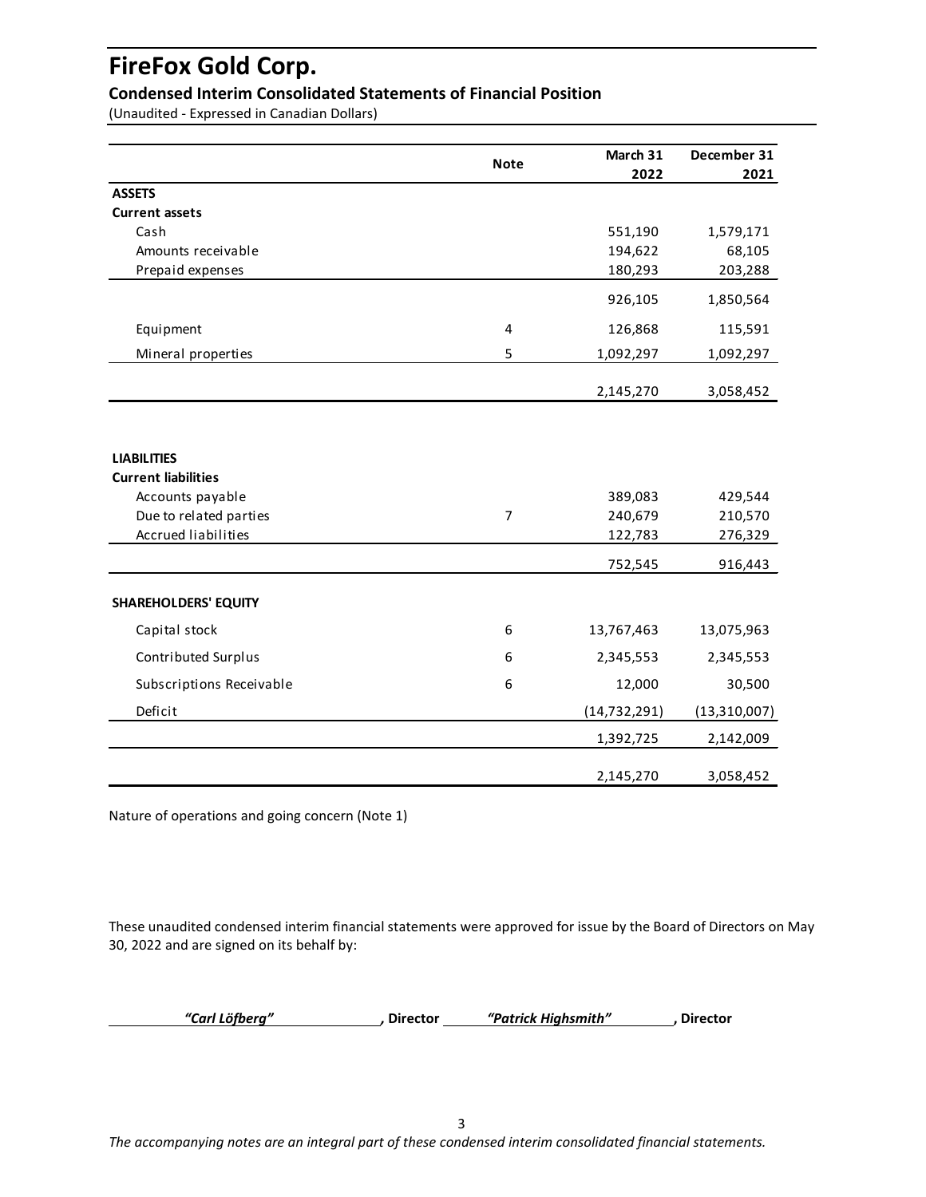# FireFox Gold Corp.

## Condensed Interim Consolidated Statements of Financial Position

(Unaudited - Expressed in Canadian Dollars)

| | Note | March 31 2022 | December 31 2021 |
|---|---|---|---|
| **ASSETS** | | | |
| **Current assets** | | | |
| Cash | | 551,190 | 1,579,171 |
| Amounts receivable | | 194,622 | 68,105 |
| Prepaid expenses | | 180,293 | 203,288 |
| | | 926,105 | 1,850,564 |
| Equipment | 4 | 126,868 | 115,591 |
| Mineral properties | 5 | 1,092,297 | 1,092,297 |
| | | 2,145,270 | 3,058,452 |
| **LIABILITIES** | | | |
| **Current liabilities** | | | |
| Accounts payable | | 389,083 | 429,544 |
| Due to related parties | 7 | 240,679 | 210,570 |
| Accrued liabilities | | 122,783 | 276,329 |
| | | 752,545 | 916,443 |
| **SHAREHOLDERS' EQUITY** | | | |
| Capital stock | 6 | 13,767,463 | 13,075,963 |
| Contributed Surplus | 6 | 2,345,553 | 2,345,553 |
| Subscriptions Receivable | 6 | 12,000 | 30,500 |
| Deficit | | (14,732,291) | (13,310,007) |
| | | 1,392,725 | 2,142,009 |
| | | 2,145,270 | 3,058,452 |

Nature of operations and going concern (Note 1)

These unaudited condensed interim financial statements were approved for issue by the Board of Directors on May 30, 2022 and are signed on its behalf by:

*"Carl Löfberg"*, **Director** *"Patrick Highsmith"*, **Director**

*The accompanying notes are an integral part of these condensed interim consolidated financial statements.*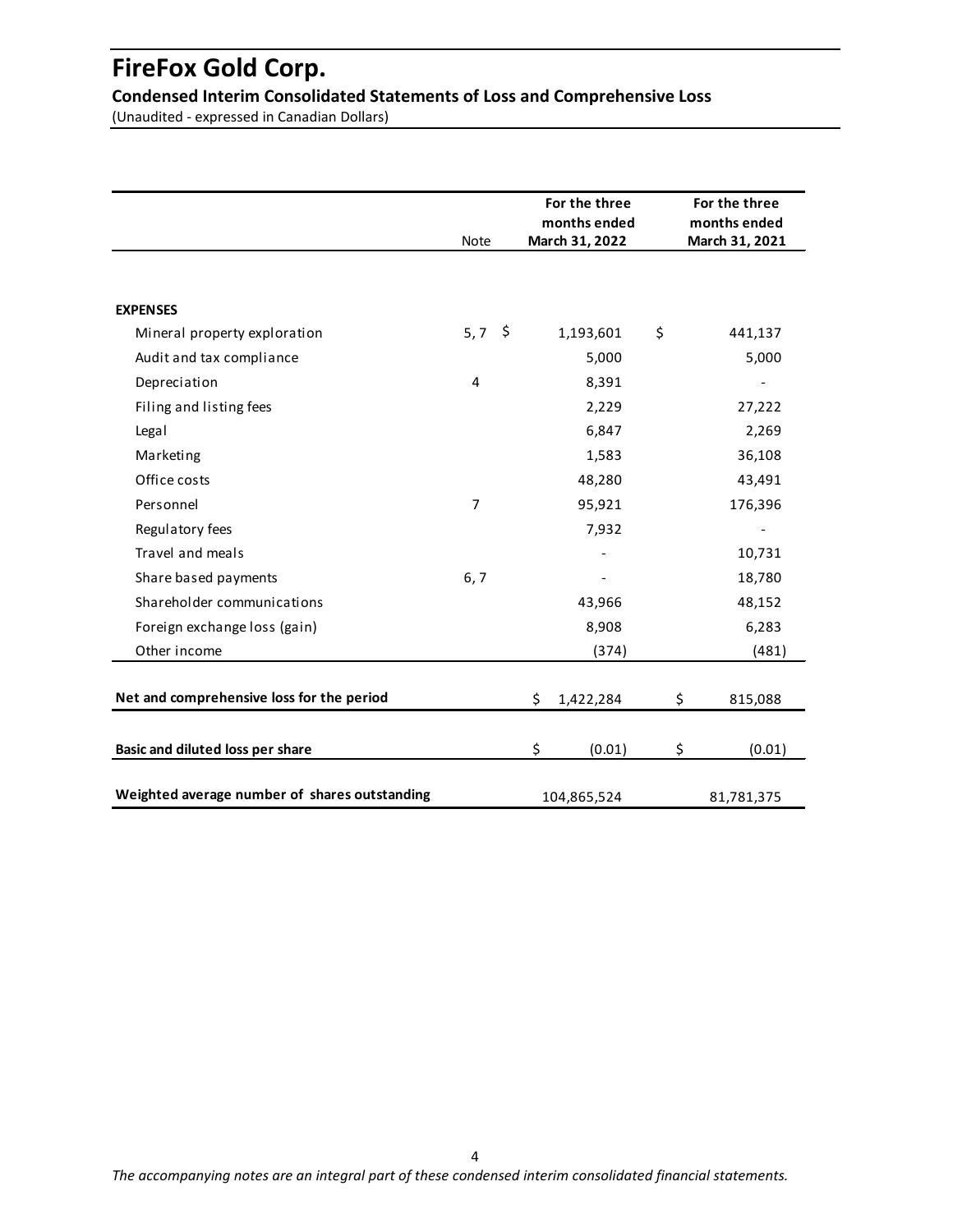# FireFox Gold Corp.

## Condensed Interim Consolidated Statements of Loss and Comprehensive Loss

(Unaudited - expressed in Canadian Dollars)

| | Note | For the three months ended March 31, 2022 | For the three months ended March 31, 2021 |
|---|---|---|---|
| **EXPENSES** | | | |
| Mineral property exploration | 5, 7 | $ 1,193,601 | $ 441,137 |
| Audit and tax compliance | | 5,000 | 5,000 |
| Depreciation | 4 | 8,391 | - |
| Filing and listing fees | | 2,229 | 27,222 |
| Legal | | 6,847 | 2,269 |
| Marketing | | 1,583 | 36,108 |
| Office costs | | 48,280 | 43,491 |
| Personnel | 7 | 95,921 | 176,396 |
| Regulatory fees | | 7,932 | - |
| Travel and meals | | - | 10,731 |
| Share based payments | 6, 7 | - | 18,780 |
| Shareholder communications | | 43,966 | 48,152 |
| Foreign exchange loss (gain) | | 8,908 | 6,283 |
| Other income | | (374) | (481) |
| **Net and comprehensive loss for the period** | | $ 1,422,284 | $ 815,088 |
| **Basic and diluted loss per share** | | $ (0.01) | $ (0.01) |
| **Weighted average number of shares outstanding** | | 104,865,524 | 81,781,375 |

*The accompanying notes are an integral part of these condensed interim consolidated financial statements.*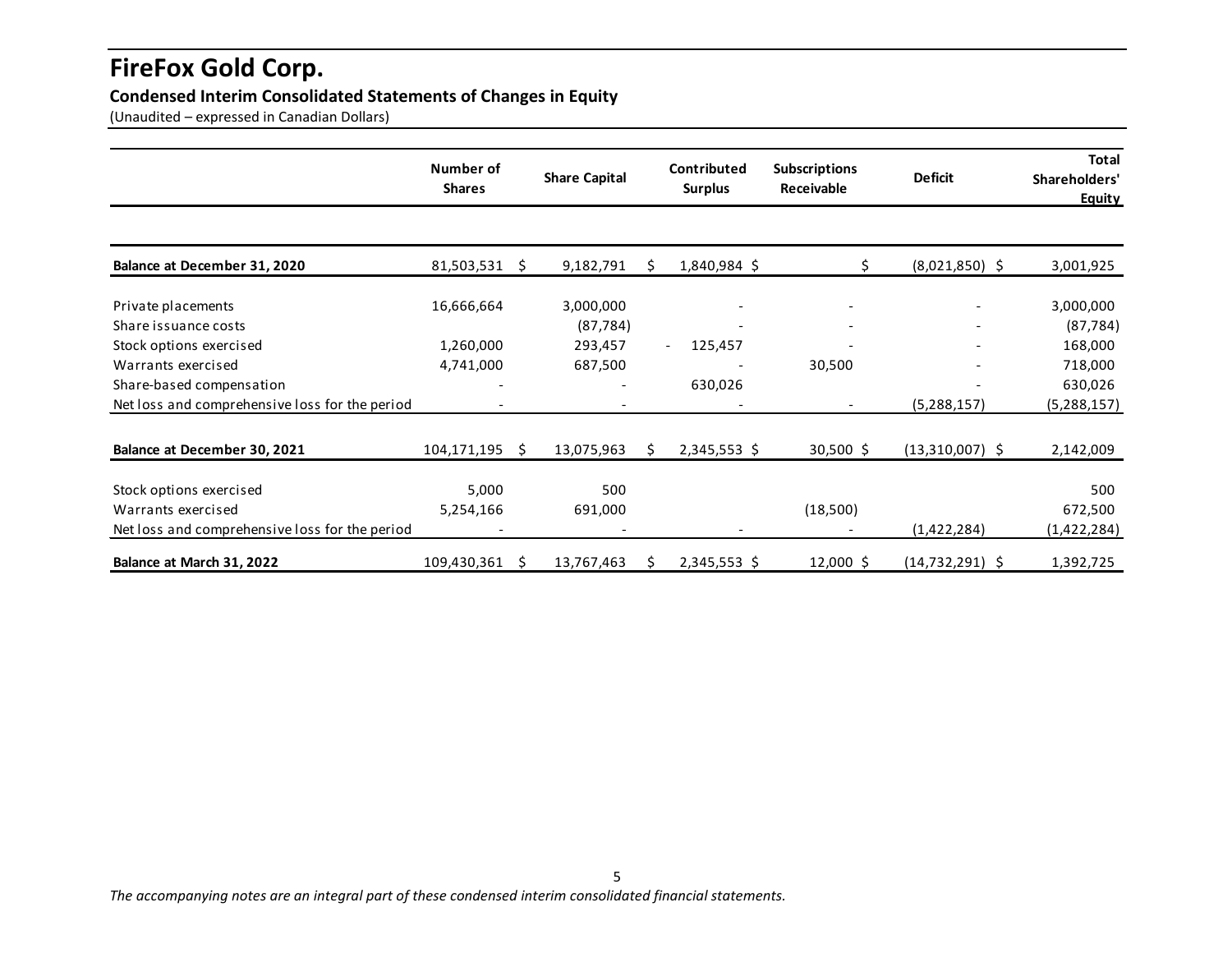# FireFox Gold Corp.

## Condensed Interim Consolidated Statements of Changes in Equity

(Unaudited – expressed in Canadian Dollars)

| | Number of Shares | Share Capital | Contributed Surplus | Subscriptions Receivable | Deficit | Total Shareholders' Equity |
|---|---|---|---|---|---|---|
| **Balance at December 31, 2020** | 81,503,531 | $ 9,182,791 | $ 1,840,984 | $ | $ (8,021,850) | $ 3,001,925 |
| Private placements | 16,666,664 | 3,000,000 | - | - | - | 3,000,000 |
| Share issuance costs | | (87,784) | - | - | - | (87,784) |
| Stock options exercised | 1,260,000 | 293,457 | - 125,457 | - | - | 168,000 |
| Warrants exercised | 4,741,000 | 687,500 | - | 30,500 | - | 718,000 |
| Share-based compensation | - | - | 630,026 | | - | 630,026 |
| Net loss and comprehensive loss for the period | - | - | - | - | (5,288,157) | (5,288,157) |
| **Balance at December 30, 2021** | 104,171,195 | $ 13,075,963 | $ 2,345,553 | $ 30,500 | $ (13,310,007) | $ 2,142,009 |
| Stock options exercised | 5,000 | 500 | | | | 500 |
| Warrants exercised | 5,254,166 | 691,000 | | (18,500) | | 672,500 |
| Net loss and comprehensive loss for the period | - | - | - | - | (1,422,284) | (1,422,284) |
| **Balance at March 31, 2022** | 109,430,361 | $ 13,767,463 | $ 2,345,553 | $ 12,000 | $ (14,732,291) | $ 1,392,725 |

*The accompanying notes are an integral part of these condensed interim consolidated financial statements.*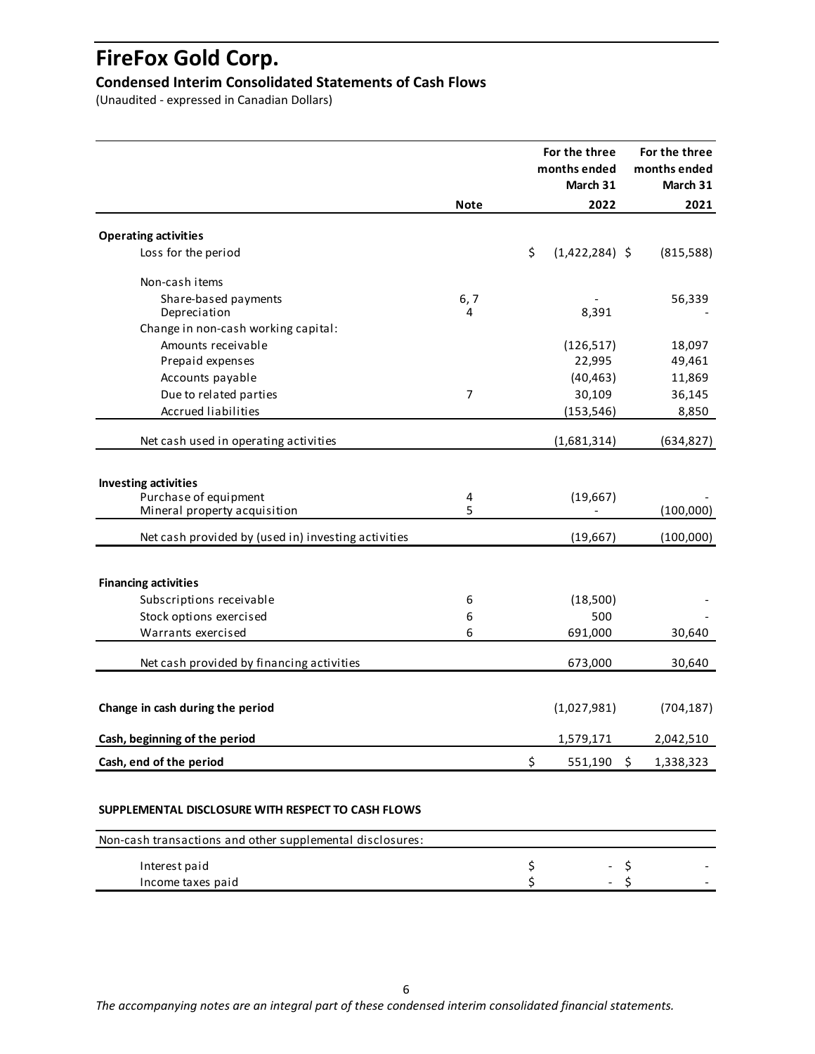# FireFox Gold Corp.

## Condensed Interim Consolidated Statements of Cash Flows

(Unaudited - expressed in Canadian Dollars)

| | Note | For the three months ended March 31 2022 | For the three months ended March 31 2021 |
|---|---|---|---|
| **Operating activities** | | | |
| Loss for the period | | $ (1,422,284) | $ (815,588) |
| Non-cash items | | | |
| Share-based payments | 6, 7 | - | 56,339 |
| Depreciation | 4 | 8,391 | - |
| Change in non-cash working capital: | | | |
| Amounts receivable | | (126,517) | 18,097 |
| Prepaid expenses | | 22,995 | 49,461 |
| Accounts payable | | (40,463) | 11,869 |
| Due to related parties | 7 | 30,109 | 36,145 |
| Accrued liabilities | | (153,546) | 8,850 |
| Net cash used in operating activities | | (1,681,314) | (634,827) |
| **Investing activities** | | | |
| Purchase of equipment | 4 | (19,667) | - |
| Mineral property acquisition | 5 | - | (100,000) |
| Net cash provided by (used in) investing activities | | (19,667) | (100,000) |
| **Financing activities** | | | |
| Subscriptions receivable | 6 | (18,500) | - |
| Stock options exercised | 6 | 500 | - |
| Warrants exercised | 6 | 691,000 | 30,640 |
| Net cash provided by financing activities | | 673,000 | 30,640 |
| **Change in cash during the period** | | (1,027,981) | (704,187) |
| **Cash, beginning of the period** | | 1,579,171 | 2,042,510 |
| **Cash, end of the period** | | $ 551,190 | $ 1,338,323 |

**SUPPLEMENTAL DISCLOSURE WITH RESPECT TO CASH FLOWS**

| Non-cash transactions and other supplemental disclosures: | | |
|---|---|---|
| Interest paid | $ - | $ - |
| Income taxes paid | $ - | $ - |

*The accompanying notes are an integral part of these condensed interim consolidated financial statements.*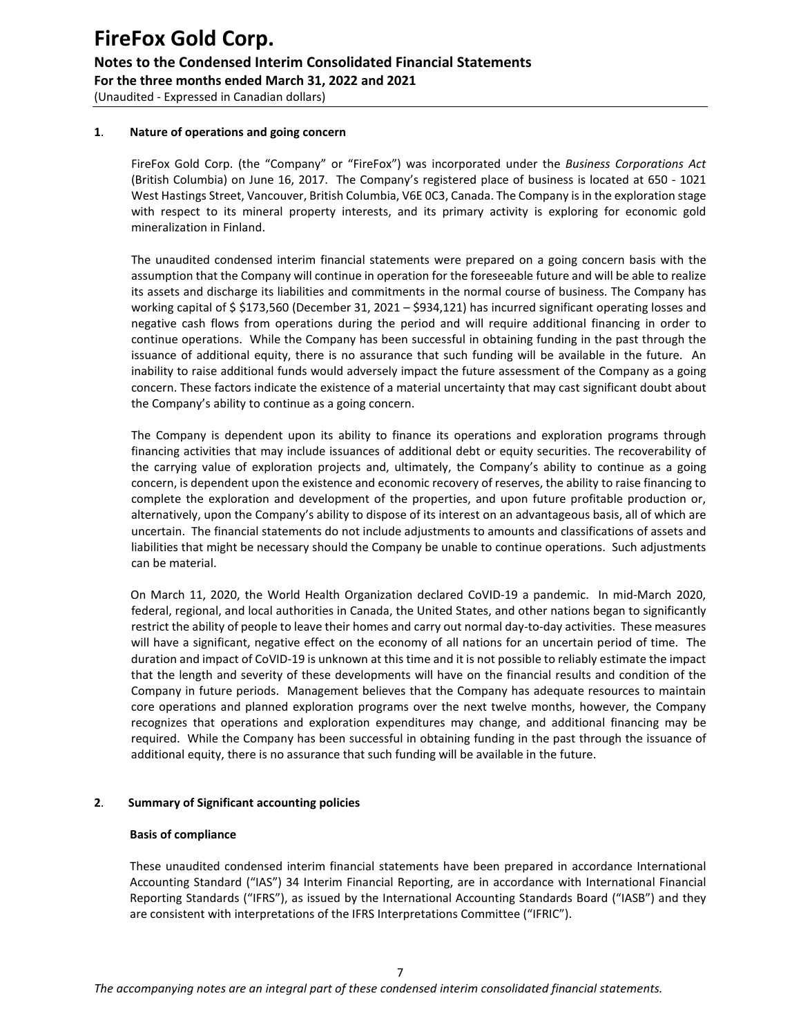## 1. Nature of operations and going concern

FireFox Gold Corp. (the "Company" or "FireFox") was incorporated under the *Business Corporations Act* (British Columbia) on June 16, 2017. The Company's registered place of business is located at 650 - 1021 West Hastings Street, Vancouver, British Columbia, V6E 0C3, Canada. The Company is in the exploration stage with respect to its mineral property interests, and its primary activity is exploring for economic gold mineralization in Finland.

The unaudited condensed interim financial statements were prepared on a going concern basis with the assumption that the Company will continue in operation for the foreseeable future and will be able to realize its assets and discharge its liabilities and commitments in the normal course of business. The Company has working capital of $ $173,560 (December 31, 2021 – $934,121) has incurred significant operating losses and negative cash flows from operations during the period and will require additional financing in order to continue operations. While the Company has been successful in obtaining funding in the past through the issuance of additional equity, there is no assurance that such funding will be available in the future. An inability to raise additional funds would adversely impact the future assessment of the Company as a going concern. These factors indicate the existence of a material uncertainty that may cast significant doubt about the Company's ability to continue as a going concern.

The Company is dependent upon its ability to finance its operations and exploration programs through financing activities that may include issuances of additional debt or equity securities. The recoverability of the carrying value of exploration projects and, ultimately, the Company's ability to continue as a going concern, is dependent upon the existence and economic recovery of reserves, the ability to raise financing to complete the exploration and development of the properties, and upon future profitable production or, alternatively, upon the Company's ability to dispose of its interest on an advantageous basis, all of which are uncertain. The financial statements do not include adjustments to amounts and classifications of assets and liabilities that might be necessary should the Company be unable to continue operations. Such adjustments can be material.

On March 11, 2020, the World Health Organization declared CoVID-19 a pandemic. In mid-March 2020, federal, regional, and local authorities in Canada, the United States, and other nations began to significantly restrict the ability of people to leave their homes and carry out normal day-to-day activities. These measures will have a significant, negative effect on the economy of all nations for an uncertain period of time. The duration and impact of CoVID-19 is unknown at this time and it is not possible to reliably estimate the impact that the length and severity of these developments will have on the financial results and condition of the Company in future periods. Management believes that the Company has adequate resources to maintain core operations and planned exploration programs over the next twelve months, however, the Company recognizes that operations and exploration expenditures may change, and additional financing may be required. While the Company has been successful in obtaining funding in the past through the issuance of additional equity, there is no assurance that such funding will be available in the future.

## 2. Summary of Significant accounting policies

### Basis of compliance

These unaudited condensed interim financial statements have been prepared in accordance International Accounting Standard ("IAS") 34 Interim Financial Reporting, are in accordance with International Financial Reporting Standards ("IFRS"), as issued by the International Accounting Standards Board ("IASB") and they are consistent with interpretations of the IFRS Interpretations Committee ("IFRIC").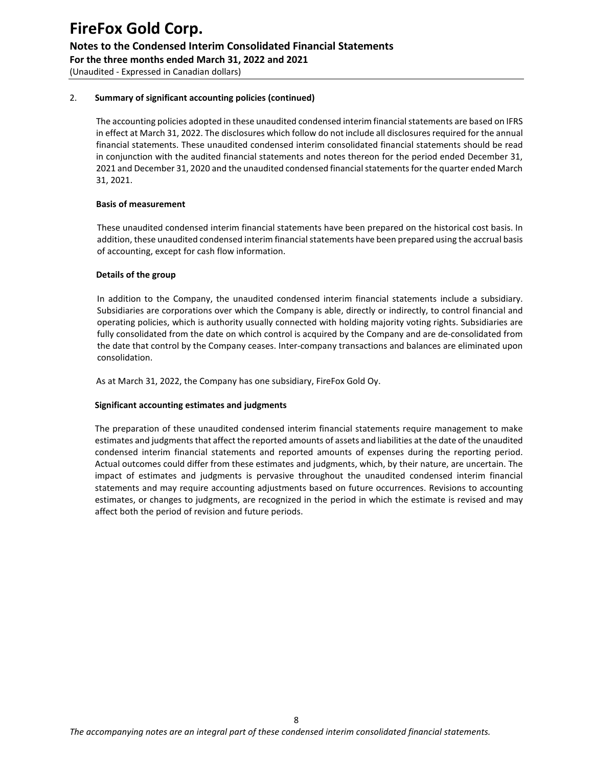## 2. Summary of significant accounting policies (continued)

The accounting policies adopted in these unaudited condensed interim financial statements are based on IFRS in effect at March 31, 2022. The disclosures which follow do not include all disclosures required for the annual financial statements. These unaudited condensed interim consolidated financial statements should be read in conjunction with the audited financial statements and notes thereon for the period ended December 31, 2021 and December 31, 2020 and the unaudited condensed financial statements for the quarter ended March 31, 2021.

### Basis of measurement

These unaudited condensed interim financial statements have been prepared on the historical cost basis. In addition, these unaudited condensed interim financial statements have been prepared using the accrual basis of accounting, except for cash flow information.

### Details of the group

In addition to the Company, the unaudited condensed interim financial statements include a subsidiary. Subsidiaries are corporations over which the Company is able, directly or indirectly, to control financial and operating policies, which is authority usually connected with holding majority voting rights. Subsidiaries are fully consolidated from the date on which control is acquired by the Company and are de-consolidated from the date that control by the Company ceases. Inter-company transactions and balances are eliminated upon consolidation.

As at March 31, 2022, the Company has one subsidiary, FireFox Gold Oy.

### Significant accounting estimates and judgments

The preparation of these unaudited condensed interim financial statements require management to make estimates and judgments that affect the reported amounts of assets and liabilities at the date of the unaudited condensed interim financial statements and reported amounts of expenses during the reporting period. Actual outcomes could differ from these estimates and judgments, which, by their nature, are uncertain. The impact of estimates and judgments is pervasive throughout the unaudited condensed interim financial statements and may require accounting adjustments based on future occurrences. Revisions to accounting estimates, or changes to judgments, are recognized in the period in which the estimate is revised and may affect both the period of revision and future periods.

*The accompanying notes are an integral part of these condensed interim consolidated financial statements.*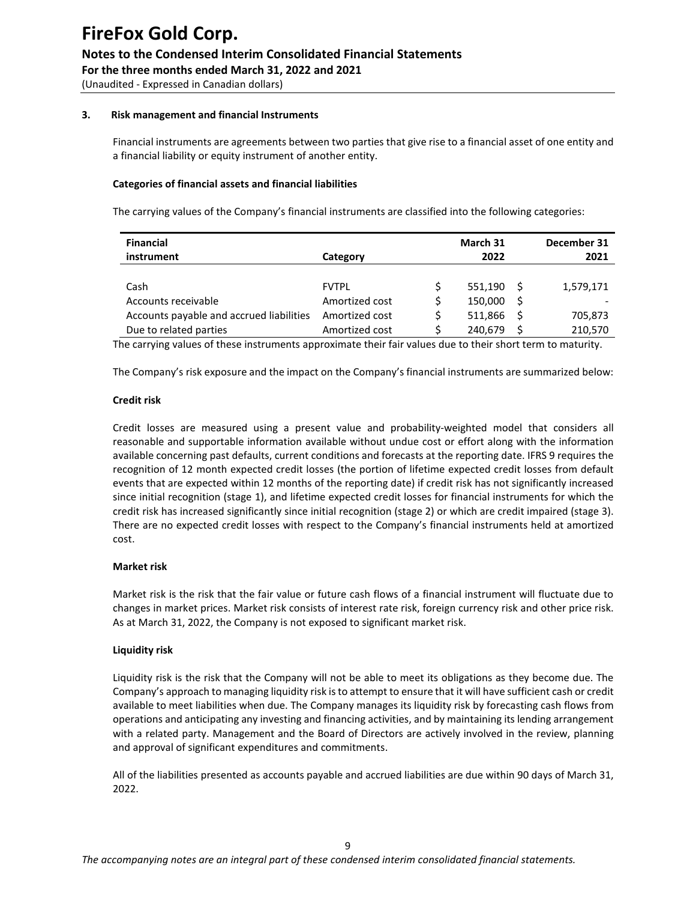### 3. Risk management and financial Instruments

Financial instruments are agreements between two parties that give rise to a financial asset of one entity and a financial liability or equity instrument of another entity.

**Categories of financial assets and financial liabilities**

The carrying values of the Company's financial instruments are classified into the following categories:

| Financial instrument | Category | March 31 2022 | December 31 2021 |
|---|---|---|---|
| Cash | FVTPL | $ 551,190 | $ 1,579,171 |
| Accounts receivable | Amortized cost | $ 150,000 | $ - |
| Accounts payable and accrued liabilities | Amortized cost | $ 511,866 | $ 705,873 |
| Due to related parties | Amortized cost | $ 240,679 | $ 210,570 |

The carrying values of these instruments approximate their fair values due to their short term to maturity.

The Company's risk exposure and the impact on the Company's financial instruments are summarized below:

**Credit risk**

Credit losses are measured using a present value and probability-weighted model that considers all reasonable and supportable information available without undue cost or effort along with the information available concerning past defaults, current conditions and forecasts at the reporting date. IFRS 9 requires the recognition of 12 month expected credit losses (the portion of lifetime expected credit losses from default events that are expected within 12 months of the reporting date) if credit risk has not significantly increased since initial recognition (stage 1), and lifetime expected credit losses for financial instruments for which the credit risk has increased significantly since initial recognition (stage 2) or which are credit impaired (stage 3). There are no expected credit losses with respect to the Company's financial instruments held at amortized cost.

**Market risk**

Market risk is the risk that the fair value or future cash flows of a financial instrument will fluctuate due to changes in market prices. Market risk consists of interest rate risk, foreign currency risk and other price risk. As at March 31, 2022, the Company is not exposed to significant market risk.

**Liquidity risk**

Liquidity risk is the risk that the Company will not be able to meet its obligations as they become due. The Company's approach to managing liquidity risk is to attempt to ensure that it will have sufficient cash or credit available to meet liabilities when due. The Company manages its liquidity risk by forecasting cash flows from operations and anticipating any investing and financing activities, and by maintaining its lending arrangement with a related party. Management and the Board of Directors are actively involved in the review, planning and approval of significant expenditures and commitments.

All of the liabilities presented as accounts payable and accrued liabilities are due within 90 days of March 31, 2022.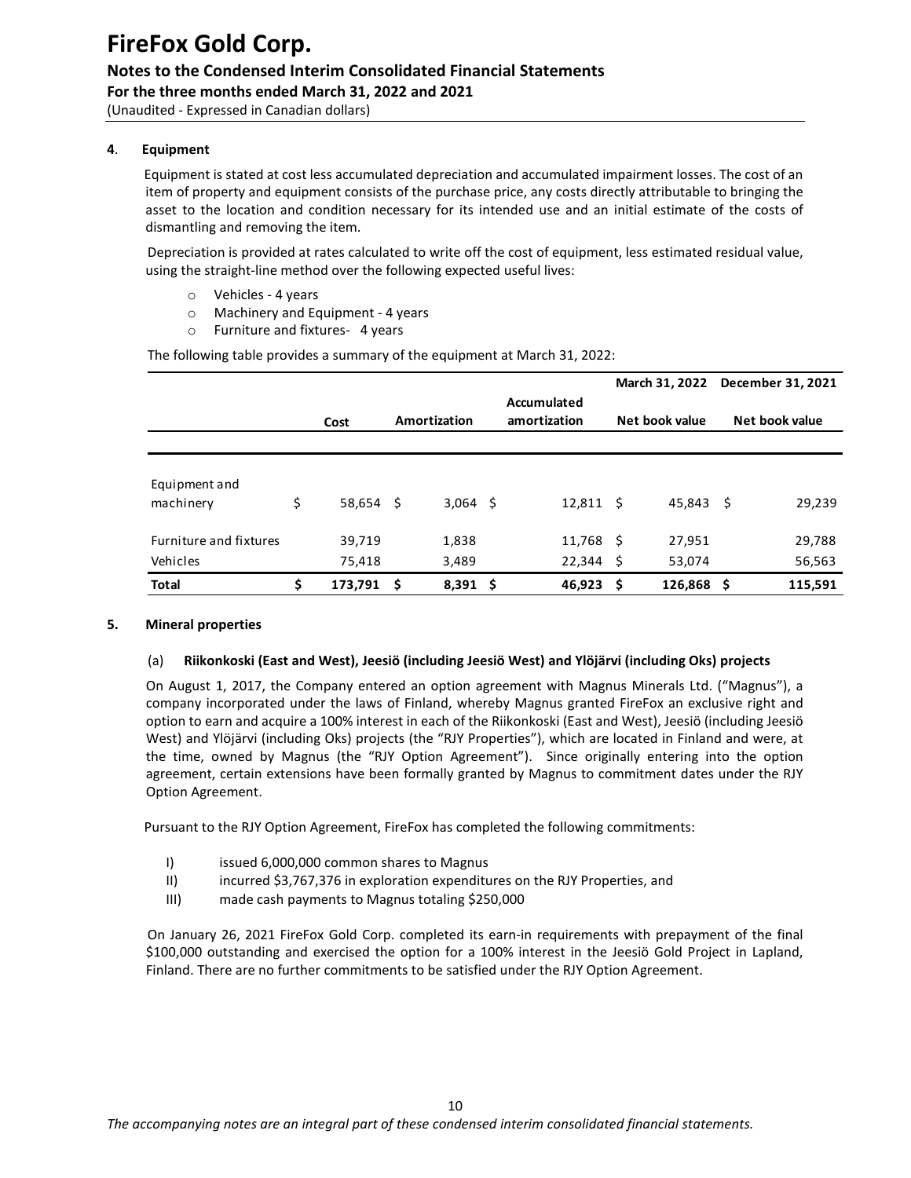### 4. Equipment

Equipment is stated at cost less accumulated depreciation and accumulated impairment losses. The cost of an item of property and equipment consists of the purchase price, any costs directly attributable to bringing the asset to the location and condition necessary for its intended use and an initial estimate of the costs of dismantling and removing the item.

Depreciation is provided at rates calculated to write off the cost of equipment, less estimated residual value, using the straight-line method over the following expected useful lives:

- Vehicles - 4 years
- Machinery and Equipment - 4 years
- Furniture and fixtures- 4 years

The following table provides a summary of the equipment at March 31, 2022:

| | Cost | Amortization | Accumulated amortization | March 31, 2022 Net book value | December 31, 2021 Net book value |
|---|---|---|---|---|---|
| Equipment and machinery | $ 58,654 | $ 3,064 | $ 12,811 | $ 45,843 | $ 29,239 |
| Furniture and fixtures | 39,719 | 1,838 | 11,768 | $ 27,951 | 29,788 |
| Vehicles | 75,418 | 3,489 | 22,344 | $ 53,074 | 56,563 |
| **Total** | **$ 173,791** | **$ 8,391** | **$ 46,923** | **$ 126,868** | **$ 115,591** |

### 5. Mineral properties

#### (a) Riikonkoski (East and West), Jeesiö (including Jeesiö West) and Ylöjärvi (including Oks) projects

On August 1, 2017, the Company entered an option agreement with Magnus Minerals Ltd. ("Magnus"), a company incorporated under the laws of Finland, whereby Magnus granted FireFox an exclusive right and option to earn and acquire a 100% interest in each of the Riikonkoski (East and West), Jeesiö (including Jeesiö West) and Ylöjärvi (including Oks) projects (the "RJY Properties"), which are located in Finland and were, at the time, owned by Magnus (the "RJY Option Agreement"). Since originally entering into the option agreement, certain extensions have been formally granted by Magnus to commitment dates under the RJY Option Agreement.

Pursuant to the RJY Option Agreement, FireFox has completed the following commitments:

I) issued 6,000,000 common shares to Magnus
II) incurred $3,767,376 in exploration expenditures on the RJY Properties, and
III) made cash payments to Magnus totaling $250,000

On January 26, 2021 FireFox Gold Corp. completed its earn-in requirements with prepayment of the final $100,000 outstanding and exercised the option for a 100% interest in the Jeesiö Gold Project in Lapland, Finland. There are no further commitments to be satisfied under the RJY Option Agreement.

*The accompanying notes are an integral part of these condensed interim consolidated financial statements.*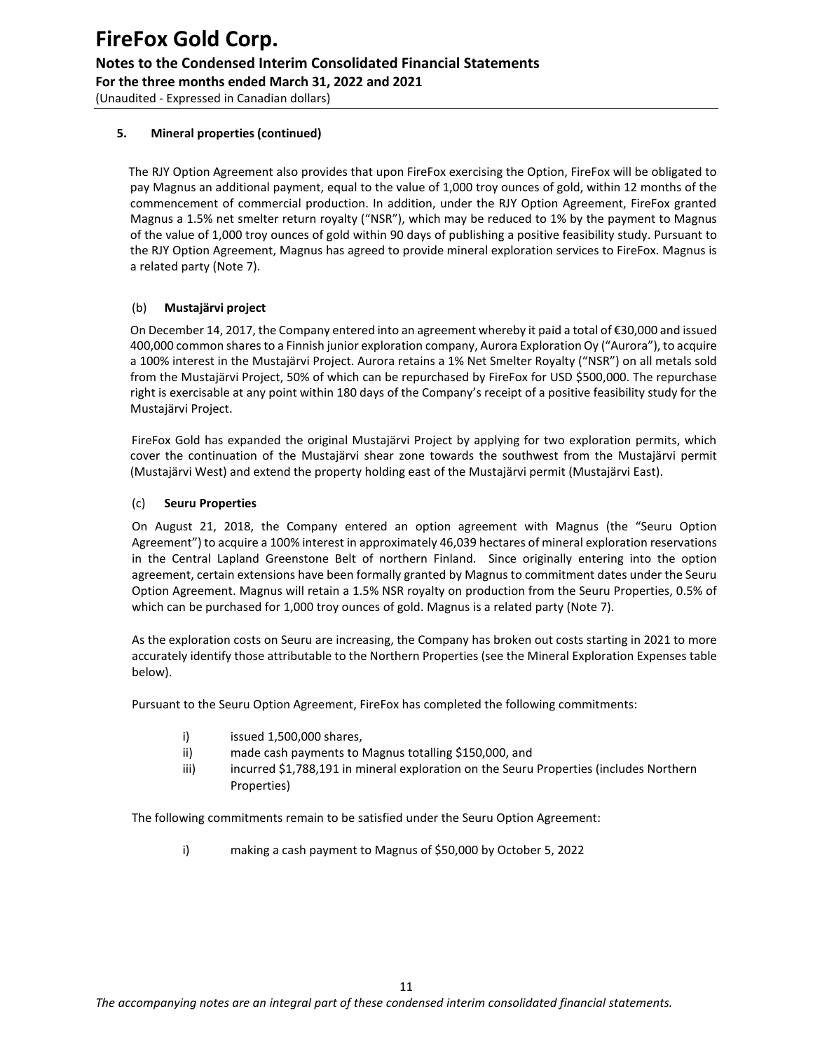## 5. Mineral properties (continued)

The RJY Option Agreement also provides that upon FireFox exercising the Option, FireFox will be obligated to pay Magnus an additional payment, equal to the value of 1,000 troy ounces of gold, within 12 months of the commencement of commercial production. In addition, under the RJY Option Agreement, FireFox granted Magnus a 1.5% net smelter return royalty ("NSR"), which may be reduced to 1% by the payment to Magnus of the value of 1,000 troy ounces of gold within 90 days of publishing a positive feasibility study. Pursuant to the RJY Option Agreement, Magnus has agreed to provide mineral exploration services to FireFox. Magnus is a related party (Note 7).

### (b) Mustajärvi project

On December 14, 2017, the Company entered into an agreement whereby it paid a total of €30,000 and issued 400,000 common shares to a Finnish junior exploration company, Aurora Exploration Oy ("Aurora"), to acquire a 100% interest in the Mustajärvi Project. Aurora retains a 1% Net Smelter Royalty ("NSR") on all metals sold from the Mustajärvi Project, 50% of which can be repurchased by FireFox for USD $500,000. The repurchase right is exercisable at any point within 180 days of the Company's receipt of a positive feasibility study for the Mustajärvi Project.

FireFox Gold has expanded the original Mustajärvi Project by applying for two exploration permits, which cover the continuation of the Mustajärvi shear zone towards the southwest from the Mustajärvi permit (Mustajärvi West) and extend the property holding east of the Mustajärvi permit (Mustajärvi East).

### (c) Seuru Properties

On August 21, 2018, the Company entered an option agreement with Magnus (the "Seuru Option Agreement") to acquire a 100% interest in approximately 46,039 hectares of mineral exploration reservations in the Central Lapland Greenstone Belt of northern Finland. Since originally entering into the option agreement, certain extensions have been formally granted by Magnus to commitment dates under the Seuru Option Agreement. Magnus will retain a 1.5% NSR royalty on production from the Seuru Properties, 0.5% of which can be purchased for 1,000 troy ounces of gold. Magnus is a related party (Note 7).

As the exploration costs on Seuru are increasing, the Company has broken out costs starting in 2021 to more accurately identify those attributable to the Northern Properties (see the Mineral Exploration Expenses table below).

Pursuant to the Seuru Option Agreement, FireFox has completed the following commitments:

i) issued 1,500,000 shares,
ii) made cash payments to Magnus totalling $150,000, and
iii) incurred $1,788,191 in mineral exploration on the Seuru Properties (includes Northern Properties)

The following commitments remain to be satisfied under the Seuru Option Agreement:

i) making a cash payment to Magnus of $50,000 by October 5, 2022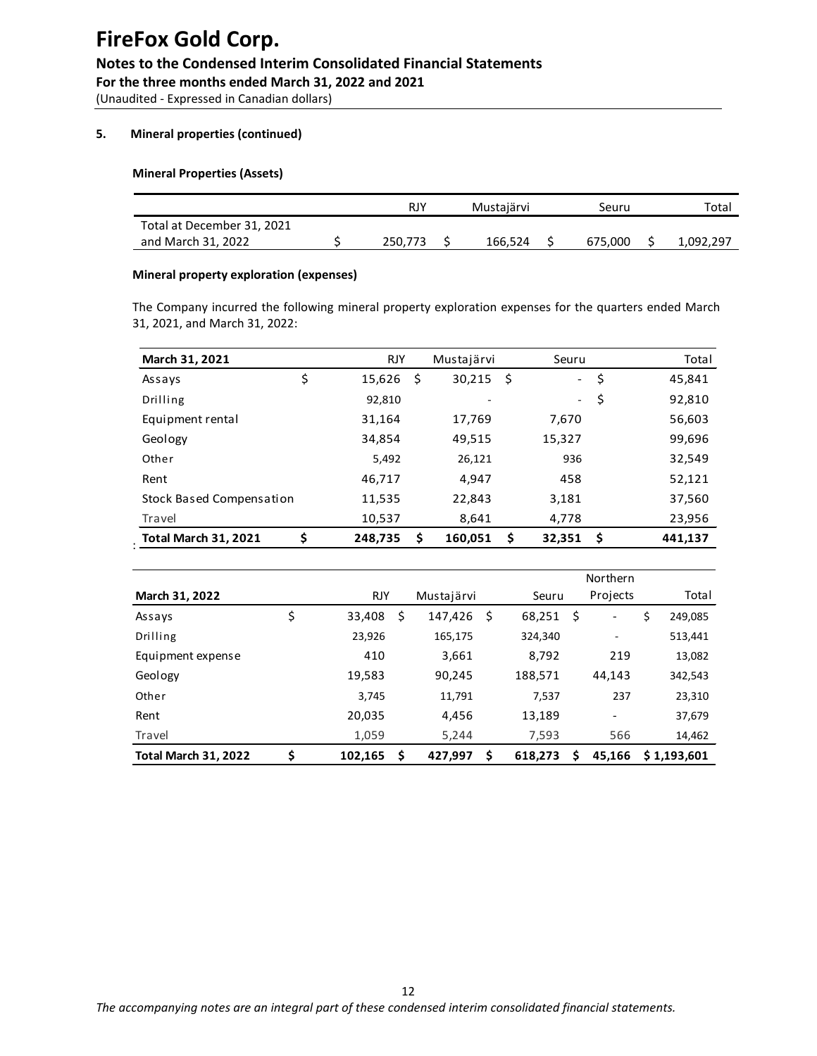## 5. Mineral properties (continued)

### Mineral Properties (Assets)

| | RJY | Mustajärvi | Seuru | Total |
|---|---|---|---|---|
| Total at December 31, 2021 and March 31, 2022 | $ 250,773 | $ 166,524 | $ 675,000 | $ 1,092,297 |

### Mineral property exploration (expenses)

The Company incurred the following mineral property exploration expenses for the quarters ended March 31, 2021, and March 31, 2022:

| March 31, 2021 | RJY | Mustajärvi | Seuru | Total |
|---|---|---|---|---|
| Assays | $ 15,626 | $ 30,215 | $ - | $ 45,841 |
| Drilling | 92,810 | - | - | $ 92,810 |
| Equipment rental | 31,164 | 17,769 | 7,670 | 56,603 |
| Geology | 34,854 | 49,515 | 15,327 | 99,696 |
| Other | 5,492 | 26,121 | 936 | 32,549 |
| Rent | 46,717 | 4,947 | 458 | 52,121 |
| Stock Based Compensation | 11,535 | 22,843 | 3,181 | 37,560 |
| Travel | 10,537 | 8,641 | 4,778 | 23,956 |
| **Total March 31, 2021** | **$ 248,735** | **$ 160,051** | **$ 32,351** | **$ 441,137** |

| March 31, 2022 | RJY | Mustajärvi | Seuru | Northern Projects | Total |
|---|---|---|---|---|---|
| Assays | $ 33,408 | $ 147,426 | $ 68,251 | $ - | $ 249,085 |
| Drilling | 23,926 | 165,175 | 324,340 | - | 513,441 |
| Equipment expense | 410 | 3,661 | 8,792 | 219 | 13,082 |
| Geology | 19,583 | 90,245 | 188,571 | 44,143 | 342,543 |
| Other | 3,745 | 11,791 | 7,537 | 237 | 23,310 |
| Rent | 20,035 | 4,456 | 13,189 | - | 37,679 |
| Travel | 1,059 | 5,244 | 7,593 | 566 | 14,462 |
| **Total March 31, 2022** | **$ 102,165** | **$ 427,997** | **$ 618,273** | **$ 45,166** | **$ 1,193,601** |

*The accompanying notes are an integral part of these condensed interim consolidated financial statements.*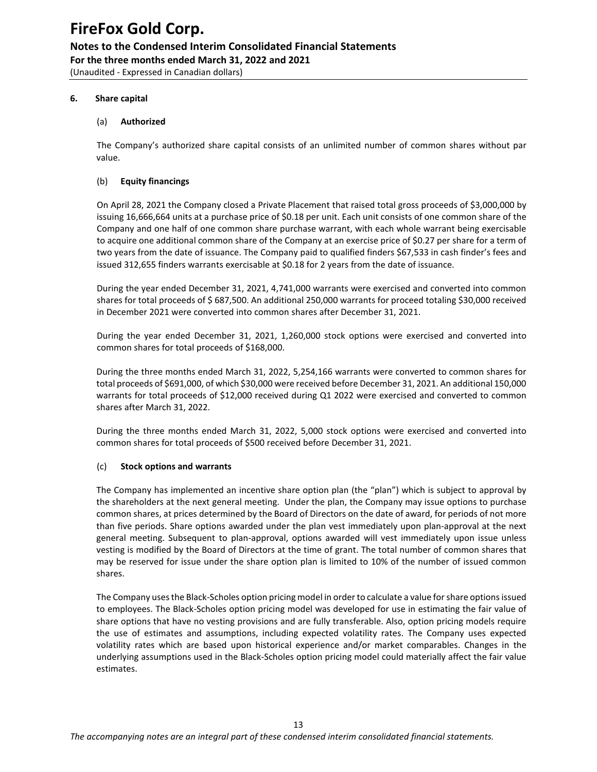# FireFox Gold Corp.

**Notes to the Condensed Interim Consolidated Financial Statements**

**For the three months ended March 31, 2022 and 2021**

(Unaudited - Expressed in Canadian dollars)

## 6. Share capital

### (a) Authorized

The Company's authorized share capital consists of an unlimited number of common shares without par value.

### (b) Equity financings

On April 28, 2021 the Company closed a Private Placement that raised total gross proceeds of $3,000,000 by issuing 16,666,664 units at a purchase price of $0.18 per unit. Each unit consists of one common share of the Company and one half of one common share purchase warrant, with each whole warrant being exercisable to acquire one additional common share of the Company at an exercise price of $0.27 per share for a term of two years from the date of issuance. The Company paid to qualified finders $67,533 in cash finder's fees and issued 312,655 finders warrants exercisable at $0.18 for 2 years from the date of issuance.

During the year ended December 31, 2021, 4,741,000 warrants were exercised and converted into common shares for total proceeds of $ 687,500. An additional 250,000 warrants for proceed totaling $30,000 received in December 2021 were converted into common shares after December 31, 2021.

During the year ended December 31, 2021, 1,260,000 stock options were exercised and converted into common shares for total proceeds of $168,000.

During the three months ended March 31, 2022, 5,254,166 warrants were converted to common shares for total proceeds of $691,000, of which $30,000 were received before December 31, 2021. An additional 150,000 warrants for total proceeds of $12,000 received during Q1 2022 were exercised and converted to common shares after March 31, 2022.

During the three months ended March 31, 2022, 5,000 stock options were exercised and converted into common shares for total proceeds of $500 received before December 31, 2021.

### (c) Stock options and warrants

The Company has implemented an incentive share option plan (the "plan") which is subject to approval by the shareholders at the next general meeting. Under the plan, the Company may issue options to purchase common shares, at prices determined by the Board of Directors on the date of award, for periods of not more than five periods. Share options awarded under the plan vest immediately upon plan-approval at the next general meeting. Subsequent to plan-approval, options awarded will vest immediately upon issue unless vesting is modified by the Board of Directors at the time of grant. The total number of common shares that may be reserved for issue under the share option plan is limited to 10% of the number of issued common shares.

The Company uses the Black-Scholes option pricing model in order to calculate a value for share options issued to employees. The Black-Scholes option pricing model was developed for use in estimating the fair value of share options that have no vesting provisions and are fully transferable. Also, option pricing models require the use of estimates and assumptions, including expected volatility rates. The Company uses expected volatility rates which are based upon historical experience and/or market comparables. Changes in the underlying assumptions used in the Black-Scholes option pricing model could materially affect the fair value estimates.

*The accompanying notes are an integral part of these condensed interim consolidated financial statements.*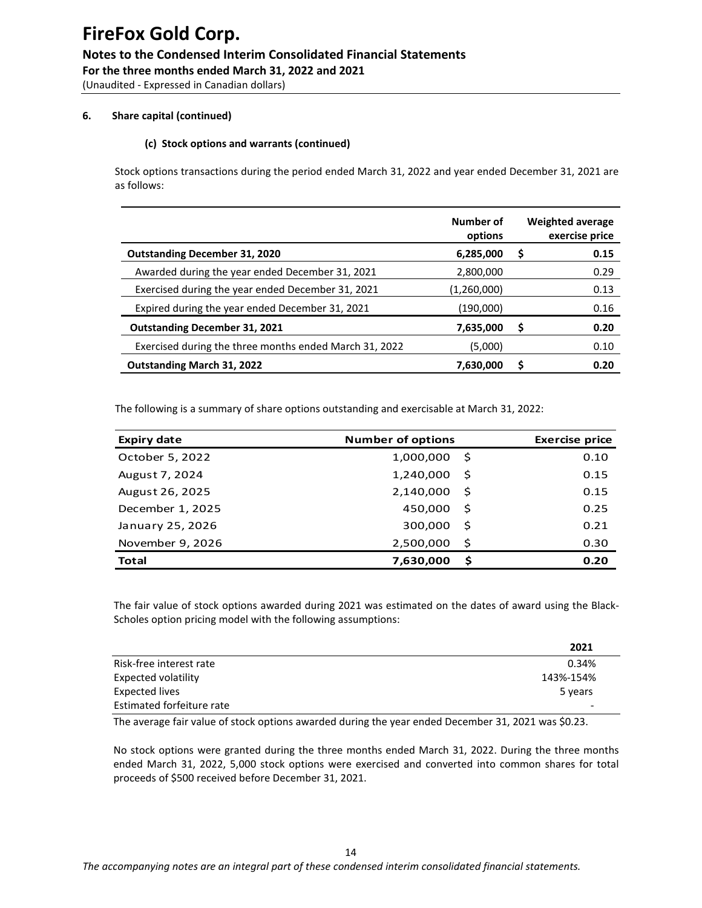## 6. Share capital (continued)

### (c) Stock options and warrants (continued)

Stock options transactions during the period ended March 31, 2022 and year ended December 31, 2021 are as follows:

| | Number of options | Weighted average exercise price |
|---|---|---|
| **Outstanding December 31, 2020** | **6,285,000** | **$ 0.15** |
| Awarded during the year ended December 31, 2021 | 2,800,000 | 0.29 |
| Exercised during the year ended December 31, 2021 | (1,260,000) | 0.13 |
| Expired during the year ended December 31, 2021 | (190,000) | 0.16 |
| **Outstanding December 31, 2021** | **7,635,000** | **$ 0.20** |
| Exercised during the three months ended March 31, 2022 | (5,000) | 0.10 |
| **Outstanding March 31, 2022** | **7,630,000** | **$ 0.20** |

The following is a summary of share options outstanding and exercisable at March 31, 2022:

| Expiry date | Number of options | Exercise price |
|---|---|---|
| October 5, 2022 | 1,000,000 | $ 0.10 |
| August 7, 2024 | 1,240,000 | $ 0.15 |
| August 26, 2025 | 2,140,000 | $ 0.15 |
| December 1, 2025 | 450,000 | $ 0.25 |
| January 25, 2026 | 300,000 | $ 0.21 |
| November 9, 2026 | 2,500,000 | $ 0.30 |
| **Total** | **7,630,000** | **$ 0.20** |

The fair value of stock options awarded during 2021 was estimated on the dates of award using the Black-Scholes option pricing model with the following assumptions:

| | 2021 |
|---|---|
| Risk-free interest rate | 0.34% |
| Expected volatility | 143%-154% |
| Expected lives | 5 years |
| Estimated forfeiture rate | - |

The average fair value of stock options awarded during the year ended December 31, 2021 was $0.23.

No stock options were granted during the three months ended March 31, 2022. During the three months ended March 31, 2022, 5,000 stock options were exercised and converted into common shares for total proceeds of $500 received before December 31, 2021.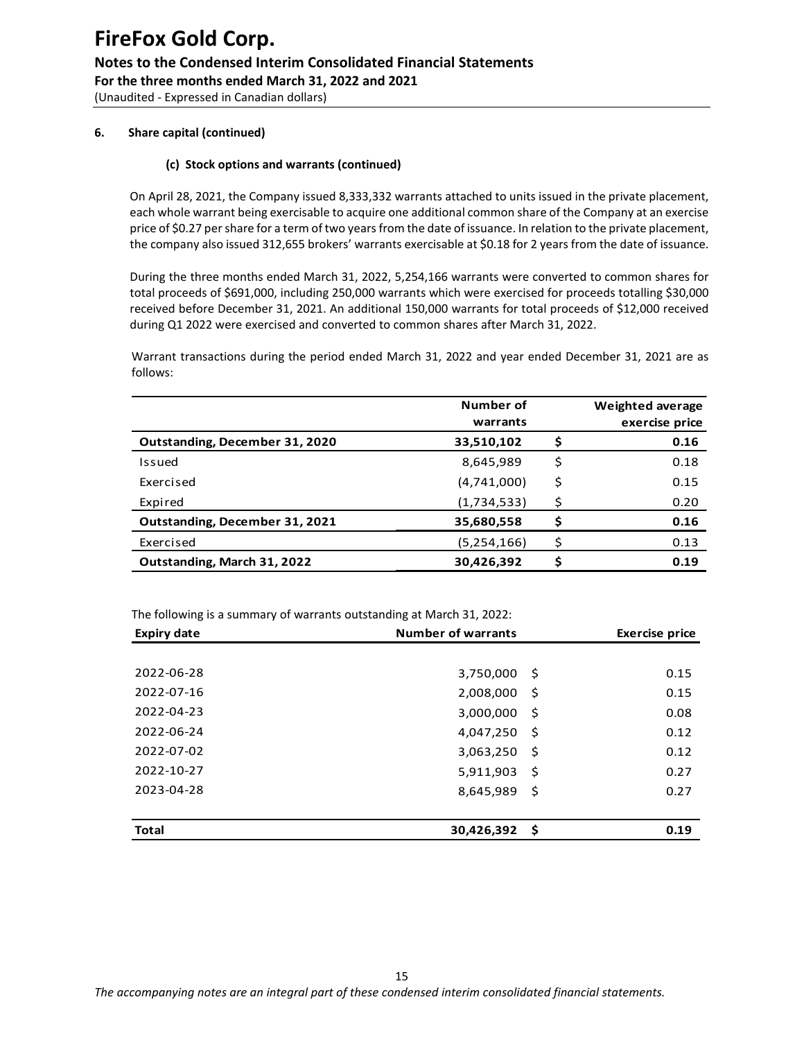#### 6. Share capital (continued)

##### (c) Stock options and warrants (continued)

On April 28, 2021, the Company issued 8,333,332 warrants attached to units issued in the private placement, each whole warrant being exercisable to acquire one additional common share of the Company at an exercise price of $0.27 per share for a term of two years from the date of issuance. In relation to the private placement, the company also issued 312,655 brokers' warrants exercisable at $0.18 for 2 years from the date of issuance.

During the three months ended March 31, 2022, 5,254,166 warrants were converted to common shares for total proceeds of $691,000, including 250,000 warrants which were exercised for proceeds totalling $30,000 received before December 31, 2021. An additional 150,000 warrants for total proceeds of $12,000 received during Q1 2022 were exercised and converted to common shares after March 31, 2022.

Warrant transactions during the period ended March 31, 2022 and year ended December 31, 2021 are as follows:

| | Number of warrants | | Weighted average exercise price |
|---|---|---|---|
| **Outstanding, December 31, 2020** | **33,510,102** | **$** | **0.16** |
| Issued | 8,645,989 | $ | 0.18 |
| Exercised | (4,741,000) | $ | 0.15 |
| Expired | (1,734,533) | $ | 0.20 |
| **Outstanding, December 31, 2021** | **35,680,558** | **$** | **0.16** |
| Exercised | (5,254,166) | $ | 0.13 |
| **Outstanding, March 31, 2022** | **30,426,392** | **$** | **0.19** |

The following is a summary of warrants outstanding at March 31, 2022:

| Expiry date | Number of warrants | | Exercise price |
|---|---|---|---|
| 2022-06-28 | 3,750,000 | $ | 0.15 |
| 2022-07-16 | 2,008,000 | $ | 0.15 |
| 2022-04-23 | 3,000,000 | $ | 0.08 |
| 2022-06-24 | 4,047,250 | $ | 0.12 |
| 2022-07-02 | 3,063,250 | $ | 0.12 |
| 2022-10-27 | 5,911,903 | $ | 0.27 |
| 2023-04-28 | 8,645,989 | $ | 0.27 |
| **Total** | **30,426,392** | **$** | **0.19** |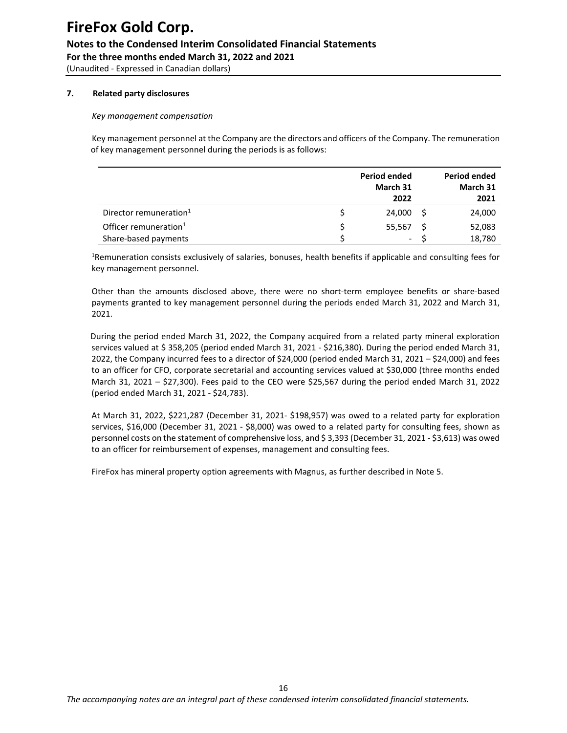# FireFox Gold Corp.

**Notes to the Condensed Interim Consolidated Financial Statements**

**For the three months ended March 31, 2022 and 2021**

(Unaudited - Expressed in Canadian dollars)

## 7. Related party disclosures

*Key management compensation*

Key management personnel at the Company are the directors and officers of the Company. The remuneration of key management personnel during the periods is as follows:

| | | Period ended March 31 2022 | | Period ended March 31 2021 |
|---|---|---|---|---|
| Director remuneration[1] | $ | 24,000 | $ | 24,000 |
| Officer remuneration[1] | $ | 55,567 | $ | 52,083 |
| Share-based payments | $ | - | $ | 18,780 |

[1]Remuneration consists exclusively of salaries, bonuses, health benefits if applicable and consulting fees for key management personnel.

Other than the amounts disclosed above, there were no short-term employee benefits or share-based payments granted to key management personnel during the periods ended March 31, 2022 and March 31, 2021.

During the period ended March 31, 2022, the Company acquired from a related party mineral exploration services valued at $ 358,205 (period ended March 31, 2021 - $216,380). During the period ended March 31, 2022, the Company incurred fees to a director of $24,000 (period ended March 31, 2021 – $24,000) and fees to an officer for CFO, corporate secretarial and accounting services valued at $30,000 (three months ended March 31, 2021 – $27,300). Fees paid to the CEO were $25,567 during the period ended March 31, 2022 (period ended March 31, 2021 - $24,783).

At March 31, 2022, $221,287 (December 31, 2021- $198,957) was owed to a related party for exploration services, $16,000 (December 31, 2021 - $8,000) was owed to a related party for consulting fees, shown as personnel costs on the statement of comprehensive loss, and $ 3,393 (December 31, 2021 - $3,613) was owed to an officer for reimbursement of expenses, management and consulting fees.

FireFox has mineral property option agreements with Magnus, as further described in Note 5.

*The accompanying notes are an integral part of these condensed interim consolidated financial statements.*